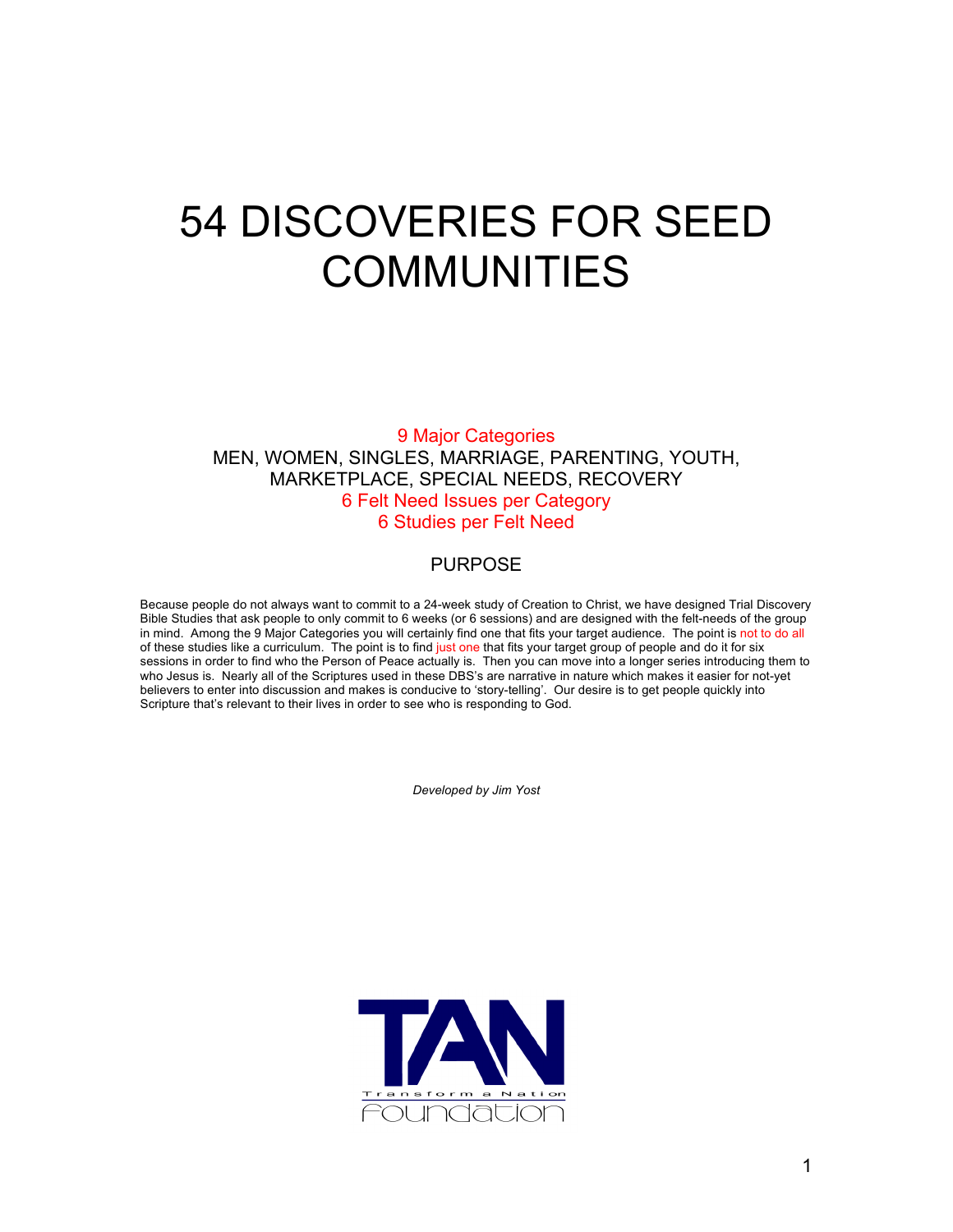# 54 DISCOVERIES FOR SEED COMMUNITIES

9 Major Categories

MEN, WOMEN, SINGLES, MARRIAGE, PARENTING, YOUTH, MARKETPLACE, SPECIAL NEEDS, RECOVERY

6 Felt Need Issues per Category

6 Studies per Felt Need

## PURPOSE

Because people do not always want to commit to a 24-week study of Creation to Christ, we have designed Trial Discovery Bible Studies that ask people to only commit to 6 weeks (or 6 sessions) and are designed with the felt-needs of the group in mind. Among the 9 Major Categories you will certainly find one that fits your target audience. The point is not to do all of these studies like a curriculum. The point is to find just one that fits your target group of people and do it for six sessions in order to find who the Person of Peace actually is. Then you can move into a longer series introducing them to who Jesus is. Nearly all of the Scriptures used in these DBS's are narrative in nature which makes it easier for not-yet believers to enter into discussion and makes is conducive to 'story-telling'. Our desire is to get people quickly into Scripture that's relevant to their lives in order to see who is responding to God.

*Developed by Jim Yost*

TAN
Transform a Nation
Foundation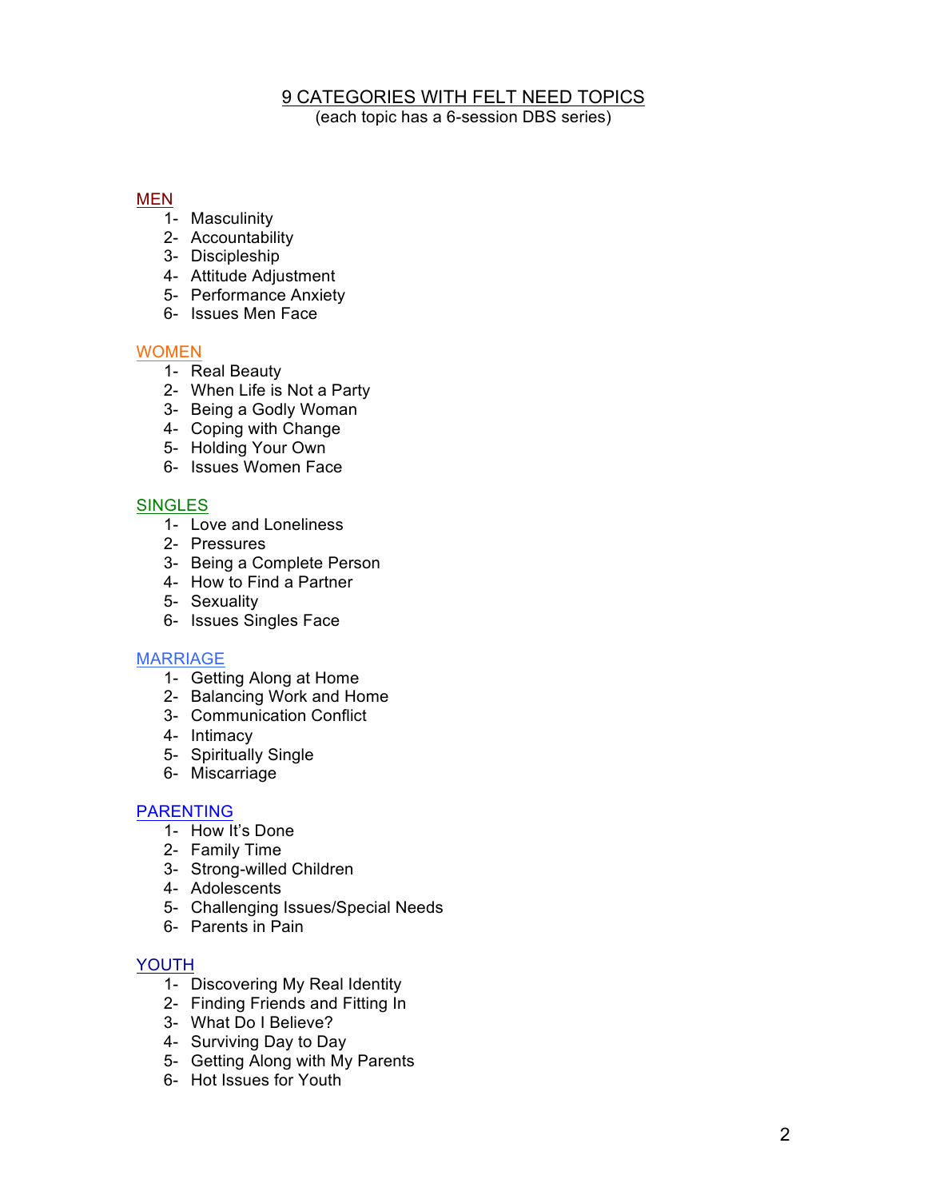# 9 CATEGORIES WITH FELT NEED TOPICS

(each topic has a 6-session DBS series)

## MEN

1- Masculinity
2- Accountability
3- Discipleship
4- Attitude Adjustment
5- Performance Anxiety
6- Issues Men Face

## WOMEN

1- Real Beauty
2- When Life is Not a Party
3- Being a Godly Woman
4- Coping with Change
5- Holding Your Own
6- Issues Women Face

## SINGLES

1- Love and Loneliness
2- Pressures
3- Being a Complete Person
4- How to Find a Partner
5- Sexuality
6- Issues Singles Face

## MARRIAGE

1- Getting Along at Home
2- Balancing Work and Home
3- Communication Conflict
4- Intimacy
5- Spiritually Single
6- Miscarriage

## PARENTING

1- How It's Done
2- Family Time
3- Strong-willed Children
4- Adolescents
5- Challenging Issues/Special Needs
6- Parents in Pain

## YOUTH

1- Discovering My Real Identity
2- Finding Friends and Fitting In
3- What Do I Believe?
4- Surviving Day to Day
5- Getting Along with My Parents
6- Hot Issues for Youth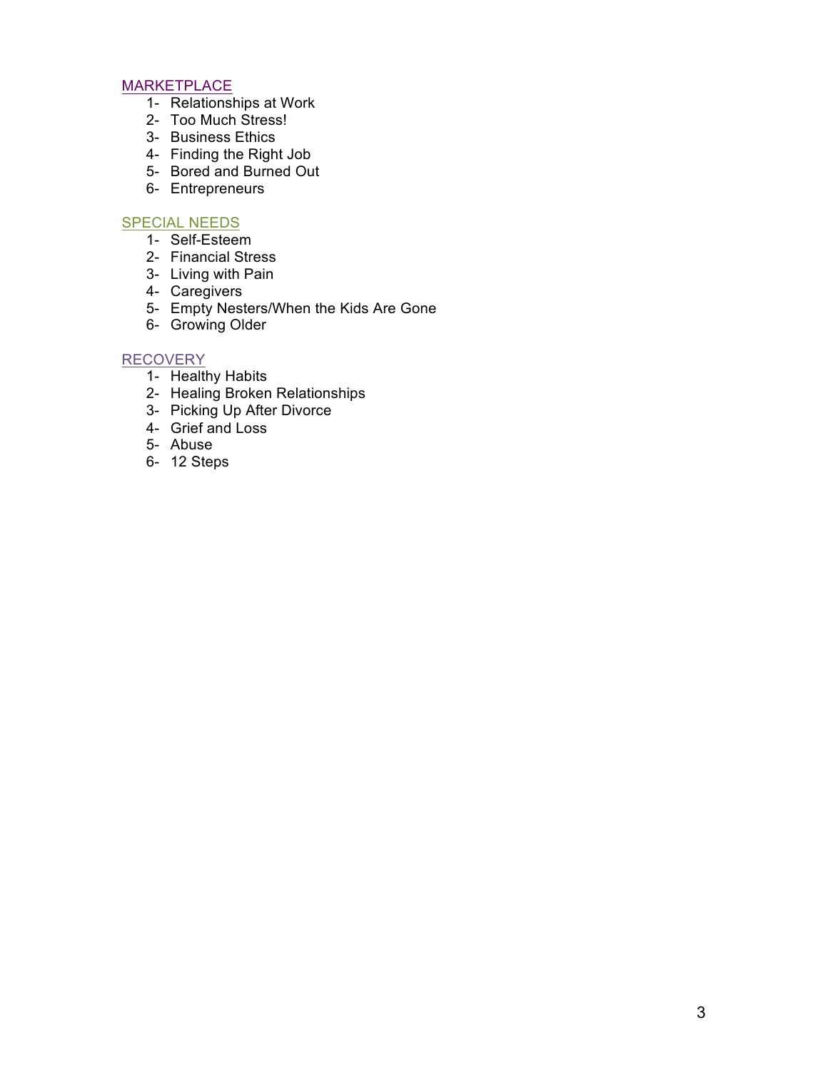## MARKETPLACE

1- Relationships at Work
2- Too Much Stress!
3- Business Ethics
4- Finding the Right Job
5- Bored and Burned Out
6- Entrepreneurs

## SPECIAL NEEDS

1- Self-Esteem
2- Financial Stress
3- Living with Pain
4- Caregivers
5- Empty Nesters/When the Kids Are Gone
6- Growing Older

## RECOVERY

1- Healthy Habits
2- Healing Broken Relationships
3- Picking Up After Divorce
4- Grief and Loss
5- Abuse
6- 12 Steps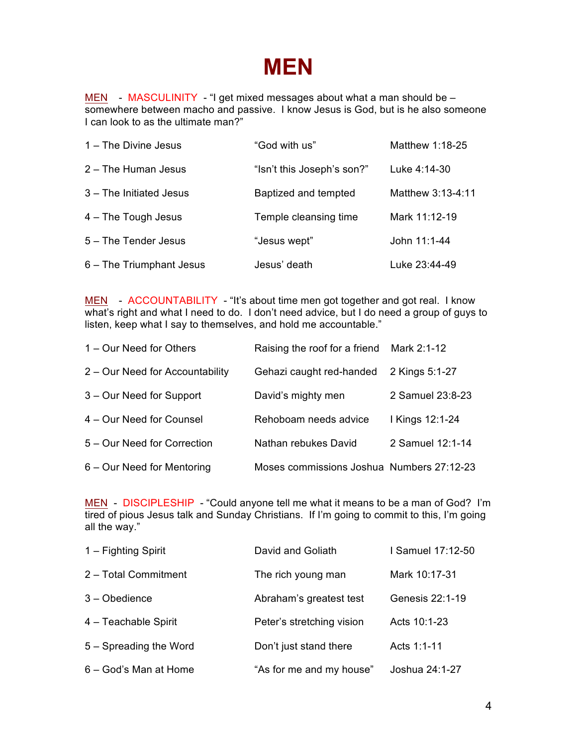# MEN

MEN - MASCULINITY - "I get mixed messages about what a man should be – somewhere between macho and passive. I know Jesus is God, but is he also someone I can look to as the ultimate man?"

| | | |
|---|---|---|
| 1 – The Divine Jesus | "God with us" | Matthew 1:18-25 |
| 2 – The Human Jesus | "Isn't this Joseph's son?" | Luke 4:14-30 |
| 3 – The Initiated Jesus | Baptized and tempted | Matthew 3:13-4:11 |
| 4 – The Tough Jesus | Temple cleansing time | Mark 11:12-19 |
| 5 – The Tender Jesus | "Jesus wept" | John 11:1-44 |
| 6 – The Triumphant Jesus | Jesus' death | Luke 23:44-49 |

MEN - ACCOUNTABILITY - "It's about time men got together and got real. I know what's right and what I need to do. I don't need advice, but I do need a group of guys to listen, keep what I say to themselves, and hold me accountable."

| | | |
|---|---|---|
| 1 – Our Need for Others | Raising the roof for a friend | Mark 2:1-12 |
| 2 – Our Need for Accountability | Gehazi caught red-handed | 2 Kings 5:1-27 |
| 3 – Our Need for Support | David's mighty men | 2 Samuel 23:8-23 |
| 4 – Our Need for Counsel | Rehoboam needs advice | I Kings 12:1-24 |
| 5 – Our Need for Correction | Nathan rebukes David | 2 Samuel 12:1-14 |
| 6 – Our Need for Mentoring | Moses commissions Joshua | Numbers 27:12-23 |

MEN - DISCIPLESHIP - "Could anyone tell me what it means to be a man of God? I'm tired of pious Jesus talk and Sunday Christians. If I'm going to commit to this, I'm going all the way."

| | | |
|---|---|---|
| 1 – Fighting Spirit | David and Goliath | I Samuel 17:12-50 |
| 2 – Total Commitment | The rich young man | Mark 10:17-31 |
| 3 – Obedience | Abraham's greatest test | Genesis 22:1-19 |
| 4 – Teachable Spirit | Peter's stretching vision | Acts 10:1-23 |
| 5 – Spreading the Word | Don't just stand there | Acts 1:1-11 |
| 6 – God's Man at Home | "As for me and my house" | Joshua 24:1-27 |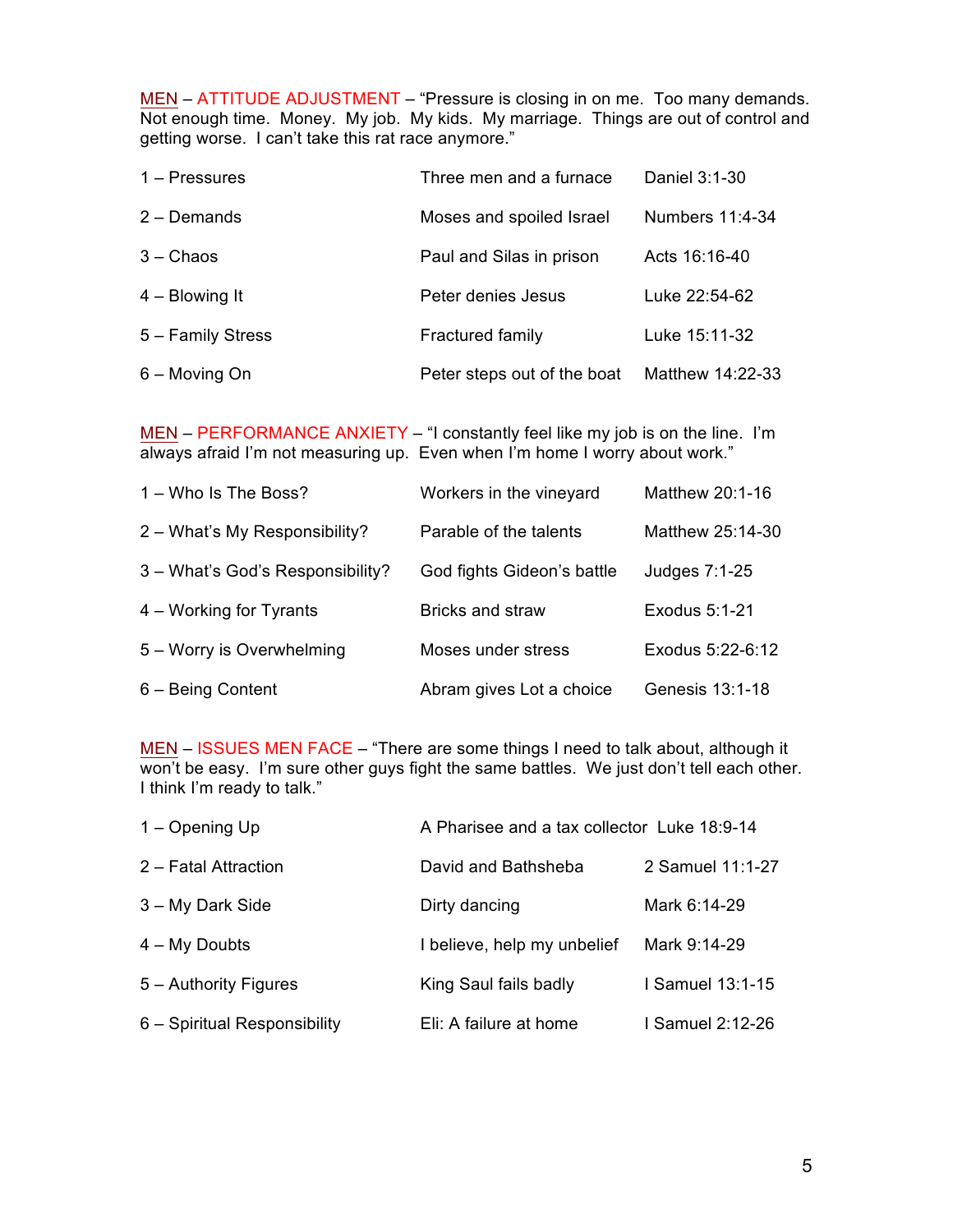MEN – ATTITUDE ADJUSTMENT – "Pressure is closing in on me. Too many demands. Not enough time. Money. My job. My kids. My marriage. Things are out of control and getting worse. I can't take this rat race anymore."

| | | |
|---|---|---|
| 1 – Pressures | Three men and a furnace | Daniel 3:1-30 |
| 2 – Demands | Moses and spoiled Israel | Numbers 11:4-34 |
| 3 – Chaos | Paul and Silas in prison | Acts 16:16-40 |
| 4 – Blowing It | Peter denies Jesus | Luke 22:54-62 |
| 5 – Family Stress | Fractured family | Luke 15:11-32 |
| 6 – Moving On | Peter steps out of the boat | Matthew 14:22-33 |

MEN – PERFORMANCE ANXIETY – "I constantly feel like my job is on the line. I'm always afraid I'm not measuring up. Even when I'm home I worry about work."

| | | |
|---|---|---|
| 1 – Who Is The Boss? | Workers in the vineyard | Matthew 20:1-16 |
| 2 – What's My Responsibility? | Parable of the talents | Matthew 25:14-30 |
| 3 – What's God's Responsibility? | God fights Gideon's battle | Judges 7:1-25 |
| 4 – Working for Tyrants | Bricks and straw | Exodus 5:1-21 |
| 5 – Worry is Overwhelming | Moses under stress | Exodus 5:22-6:12 |
| 6 – Being Content | Abram gives Lot a choice | Genesis 13:1-18 |

MEN – ISSUES MEN FACE – "There are some things I need to talk about, although it won't be easy. I'm sure other guys fight the same battles. We just don't tell each other. I think I'm ready to talk."

| | | |
|---|---|---|
| 1 – Opening Up | A Pharisee and a tax collector | Luke 18:9-14 |
| 2 – Fatal Attraction | David and Bathsheba | 2 Samuel 11:1-27 |
| 3 – My Dark Side | Dirty dancing | Mark 6:14-29 |
| 4 – My Doubts | I believe, help my unbelief | Mark 9:14-29 |
| 5 – Authority Figures | King Saul fails badly | I Samuel 13:1-15 |
| 6 – Spiritual Responsibility | Eli: A failure at home | I Samuel 2:12-26 |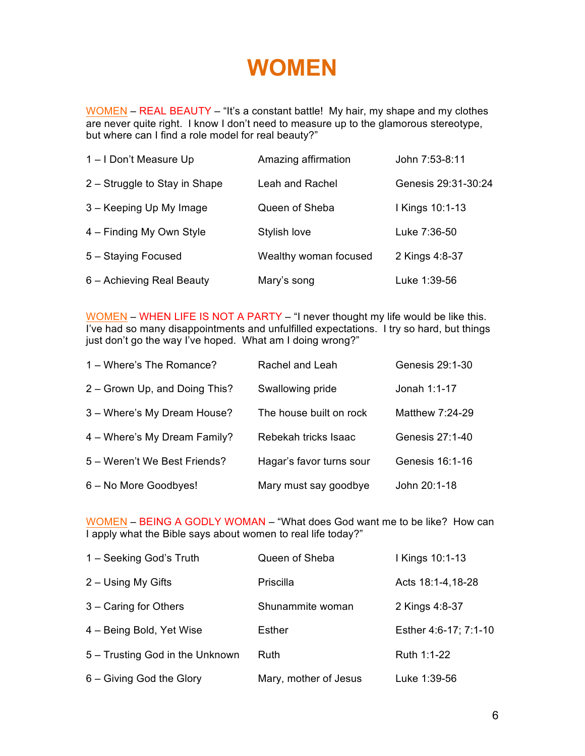# WOMEN

WOMEN – REAL BEAUTY – "It's a constant battle! My hair, my shape and my clothes are never quite right. I know I don't need to measure up to the glamorous stereotype, but where can I find a role model for real beauty?"

| | | |
|---|---|---|
| 1 – I Don't Measure Up | Amazing affirmation | John 7:53-8:11 |
| 2 – Struggle to Stay in Shape | Leah and Rachel | Genesis 29:31-30:24 |
| 3 – Keeping Up My Image | Queen of Sheba | I Kings 10:1-13 |
| 4 – Finding My Own Style | Stylish love | Luke 7:36-50 |
| 5 – Staying Focused | Wealthy woman focused | 2 Kings 4:8-37 |
| 6 – Achieving Real Beauty | Mary's song | Luke 1:39-56 |

WOMEN – WHEN LIFE IS NOT A PARTY – "I never thought my life would be like this. I've had so many disappointments and unfulfilled expectations. I try so hard, but things just don't go the way I've hoped. What am I doing wrong?"

| | | |
|---|---|---|
| 1 – Where's The Romance? | Rachel and Leah | Genesis 29:1-30 |
| 2 – Grown Up, and Doing This? | Swallowing pride | Jonah 1:1-17 |
| 3 – Where's My Dream House? | The house built on rock | Matthew 7:24-29 |
| 4 – Where's My Dream Family? | Rebekah tricks Isaac | Genesis 27:1-40 |
| 5 – Weren't We Best Friends? | Hagar's favor turns sour | Genesis 16:1-16 |
| 6 – No More Goodbyes! | Mary must say goodbye | John 20:1-18 |

WOMEN – BEING A GODLY WOMAN – "What does God want me to be like? How can I apply what the Bible says about women to real life today?"

| | | |
|---|---|---|
| 1 – Seeking God's Truth | Queen of Sheba | I Kings 10:1-13 |
| 2 – Using My Gifts | Priscilla | Acts 18:1-4,18-28 |
| 3 – Caring for Others | Shunammite woman | 2 Kings 4:8-37 |
| 4 – Being Bold, Yet Wise | Esther | Esther 4:6-17; 7:1-10 |
| 5 – Trusting God in the Unknown | Ruth | Ruth 1:1-22 |
| 6 – Giving God the Glory | Mary, mother of Jesus | Luke 1:39-56 |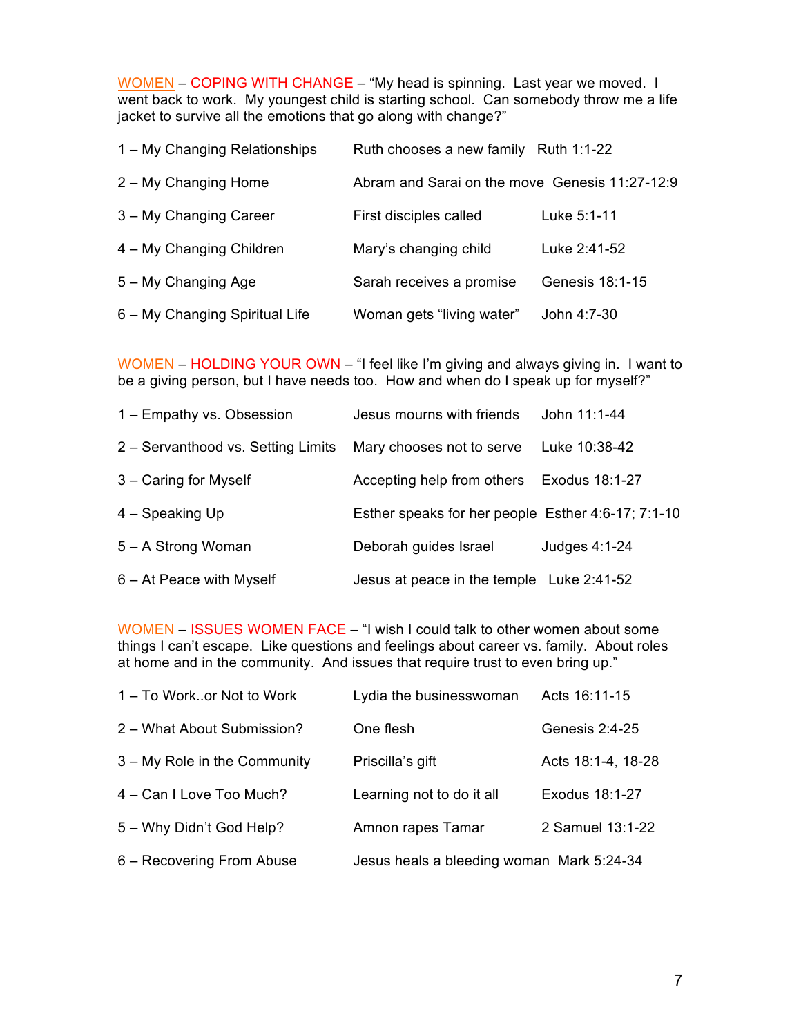WOMEN – COPING WITH CHANGE – "My head is spinning. Last year we moved. I went back to work. My youngest child is starting school. Can somebody throw me a life jacket to survive all the emotions that go along with change?"

| | | |
|---|---|---|
| 1 – My Changing Relationships | Ruth chooses a new family | Ruth 1:1-22 |
| 2 – My Changing Home | Abram and Sarai on the move | Genesis 11:27-12:9 |
| 3 – My Changing Career | First disciples called | Luke 5:1-11 |
| 4 – My Changing Children | Mary's changing child | Luke 2:41-52 |
| 5 – My Changing Age | Sarah receives a promise | Genesis 18:1-15 |
| 6 – My Changing Spiritual Life | Woman gets "living water" | John 4:7-30 |

WOMEN – HOLDING YOUR OWN – "I feel like I'm giving and always giving in. I want to be a giving person, but I have needs too. How and when do I speak up for myself?"

| | | |
|---|---|---|
| 1 – Empathy vs. Obsession | Jesus mourns with friends | John 11:1-44 |
| 2 – Servanthood vs. Setting Limits | Mary chooses not to serve | Luke 10:38-42 |
| 3 – Caring for Myself | Accepting help from others | Exodus 18:1-27 |
| 4 – Speaking Up | Esther speaks for her people | Esther 4:6-17; 7:1-10 |
| 5 – A Strong Woman | Deborah guides Israel | Judges 4:1-24 |
| 6 – At Peace with Myself | Jesus at peace in the temple | Luke 2:41-52 |

WOMEN – ISSUES WOMEN FACE – "I wish I could talk to other women about some things I can't escape. Like questions and feelings about career vs. family. About roles at home and in the community. And issues that require trust to even bring up."

| | | |
|---|---|---|
| 1 – To Work..or Not to Work | Lydia the businesswoman | Acts 16:11-15 |
| 2 – What About Submission? | One flesh | Genesis 2:4-25 |
| 3 – My Role in the Community | Priscilla's gift | Acts 18:1-4, 18-28 |
| 4 – Can I Love Too Much? | Learning not to do it all | Exodus 18:1-27 |
| 5 – Why Didn't God Help? | Amnon rapes Tamar | 2 Samuel 13:1-22 |
| 6 – Recovering From Abuse | Jesus heals a bleeding woman | Mark 5:24-34 |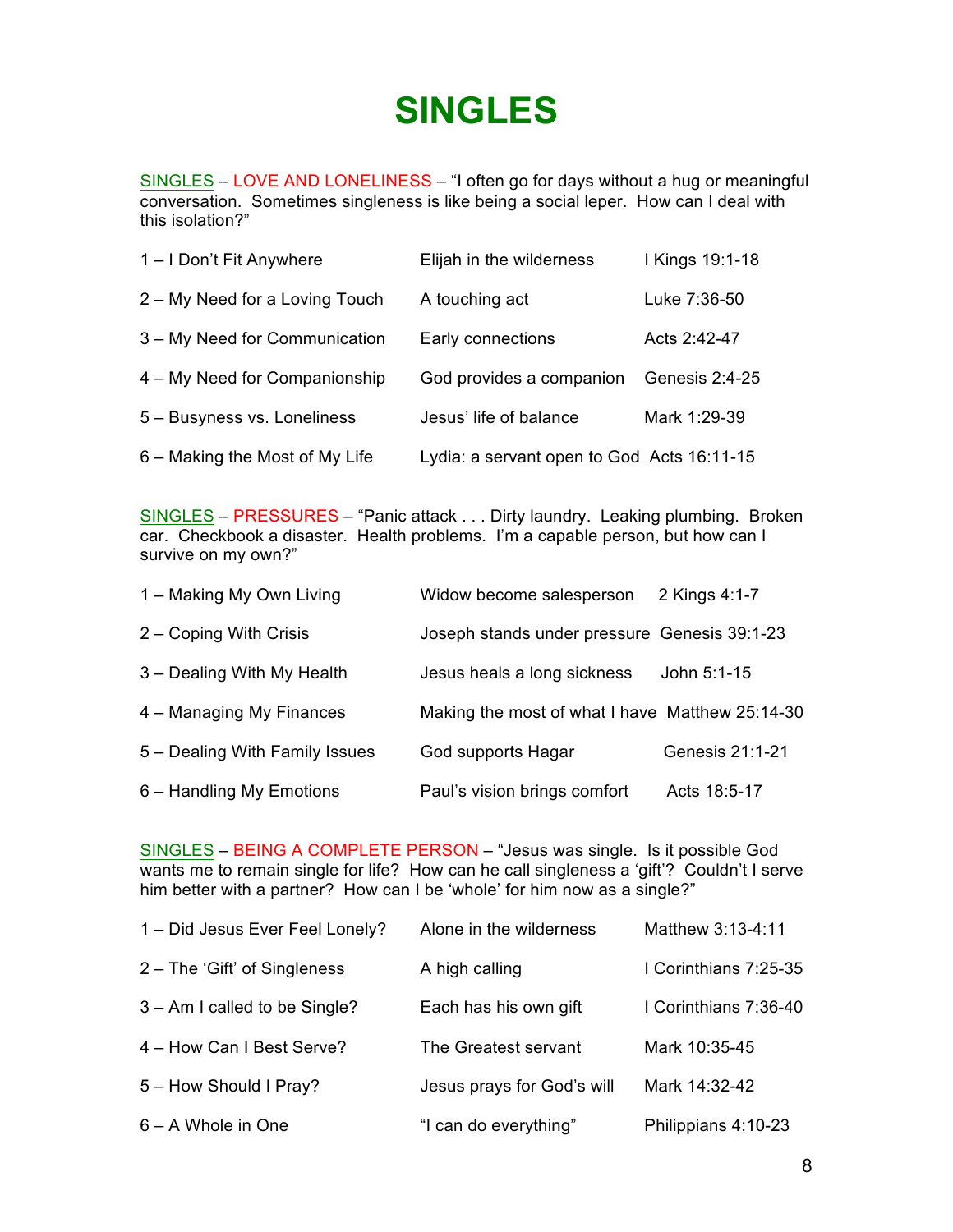# SINGLES

SINGLES – LOVE AND LONELINESS – "I often go for days without a hug or meaningful conversation. Sometimes singleness is like being a social leper. How can I deal with this isolation?"

| | | |
|---|---|---|
| 1 – I Don't Fit Anywhere | Elijah in the wilderness | I Kings 19:1-18 |
| 2 – My Need for a Loving Touch | A touching act | Luke 7:36-50 |
| 3 – My Need for Communication | Early connections | Acts 2:42-47 |
| 4 – My Need for Companionship | God provides a companion | Genesis 2:4-25 |
| 5 – Busyness vs. Loneliness | Jesus' life of balance | Mark 1:29-39 |
| 6 – Making the Most of My Life | Lydia: a servant open to God | Acts 16:11-15 |

SINGLES – PRESSURES – "Panic attack . . . Dirty laundry. Leaking plumbing. Broken car. Checkbook a disaster. Health problems. I'm a capable person, but how can I survive on my own?"

| | | |
|---|---|---|
| 1 – Making My Own Living | Widow become salesperson | 2 Kings 4:1-7 |
| 2 – Coping With Crisis | Joseph stands under pressure | Genesis 39:1-23 |
| 3 – Dealing With My Health | Jesus heals a long sickness | John 5:1-15 |
| 4 – Managing My Finances | Making the most of what I have | Matthew 25:14-30 |
| 5 – Dealing With Family Issues | God supports Hagar | Genesis 21:1-21 |
| 6 – Handling My Emotions | Paul's vision brings comfort | Acts 18:5-17 |

SINGLES – BEING A COMPLETE PERSON – "Jesus was single. Is it possible God wants me to remain single for life? How can he call singleness a 'gift'? Couldn't I serve him better with a partner? How can I be 'whole' for him now as a single?"

| | | |
|---|---|---|
| 1 – Did Jesus Ever Feel Lonely? | Alone in the wilderness | Matthew 3:13-4:11 |
| 2 – The 'Gift' of Singleness | A high calling | I Corinthians 7:25-35 |
| 3 – Am I called to be Single? | Each has his own gift | I Corinthians 7:36-40 |
| 4 – How Can I Best Serve? | The Greatest servant | Mark 10:35-45 |
| 5 – How Should I Pray? | Jesus prays for God's will | Mark 14:32-42 |
| 6 – A Whole in One | "I can do everything" | Philippians 4:10-23 |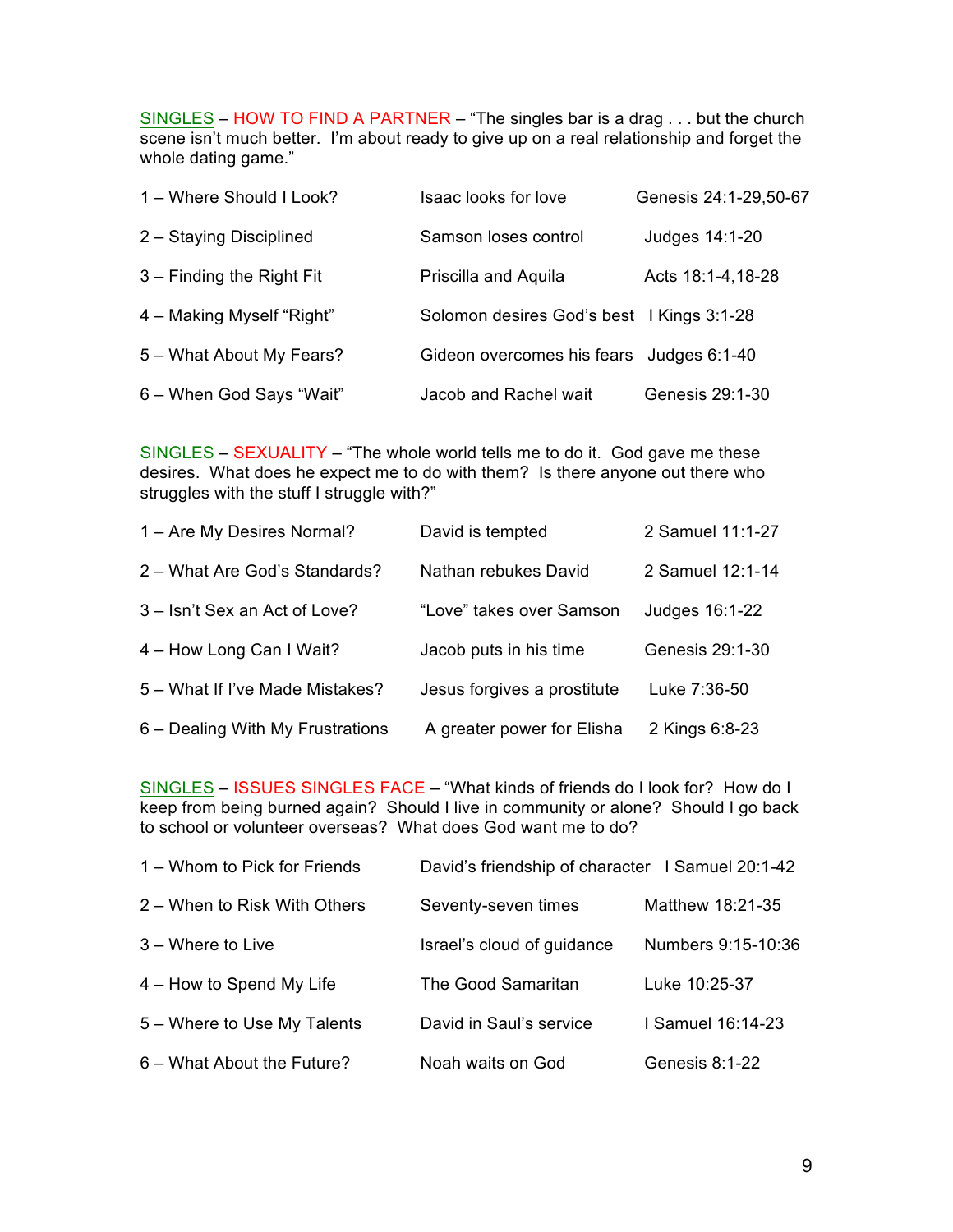SINGLES – HOW TO FIND A PARTNER – "The singles bar is a drag . . . but the church scene isn't much better. I'm about ready to give up on a real relationship and forget the whole dating game."

| | | |
|---|---|---|
| 1 – Where Should I Look? | Isaac looks for love | Genesis 24:1-29,50-67 |
| 2 – Staying Disciplined | Samson loses control | Judges 14:1-20 |
| 3 – Finding the Right Fit | Priscilla and Aquila | Acts 18:1-4,18-28 |
| 4 – Making Myself "Right" | Solomon desires God's best | I Kings 3:1-28 |
| 5 – What About My Fears? | Gideon overcomes his fears | Judges 6:1-40 |
| 6 – When God Says "Wait" | Jacob and Rachel wait | Genesis 29:1-30 |

SINGLES – SEXUALITY – "The whole world tells me to do it. God gave me these desires. What does he expect me to do with them? Is there anyone out there who struggles with the stuff I struggle with?"

| | | |
|---|---|---|
| 1 – Are My Desires Normal? | David is tempted | 2 Samuel 11:1-27 |
| 2 – What Are God's Standards? | Nathan rebukes David | 2 Samuel 12:1-14 |
| 3 – Isn't Sex an Act of Love? | "Love" takes over Samson | Judges 16:1-22 |
| 4 – How Long Can I Wait? | Jacob puts in his time | Genesis 29:1-30 |
| 5 – What If I've Made Mistakes? | Jesus forgives a prostitute | Luke 7:36-50 |
| 6 – Dealing With My Frustrations | A greater power for Elisha | 2 Kings 6:8-23 |

SINGLES – ISSUES SINGLES FACE – "What kinds of friends do I look for? How do I keep from being burned again? Should I live in community or alone? Should I go back to school or volunteer overseas? What does God want me to do?

| | | |
|---|---|---|
| 1 – Whom to Pick for Friends | David's friendship of character | I Samuel 20:1-42 |
| 2 – When to Risk With Others | Seventy-seven times | Matthew 18:21-35 |
| 3 – Where to Live | Israel's cloud of guidance | Numbers 9:15-10:36 |
| 4 – How to Spend My Life | The Good Samaritan | Luke 10:25-37 |
| 5 – Where to Use My Talents | David in Saul's service | I Samuel 16:14-23 |
| 6 – What About the Future? | Noah waits on God | Genesis 8:1-22 |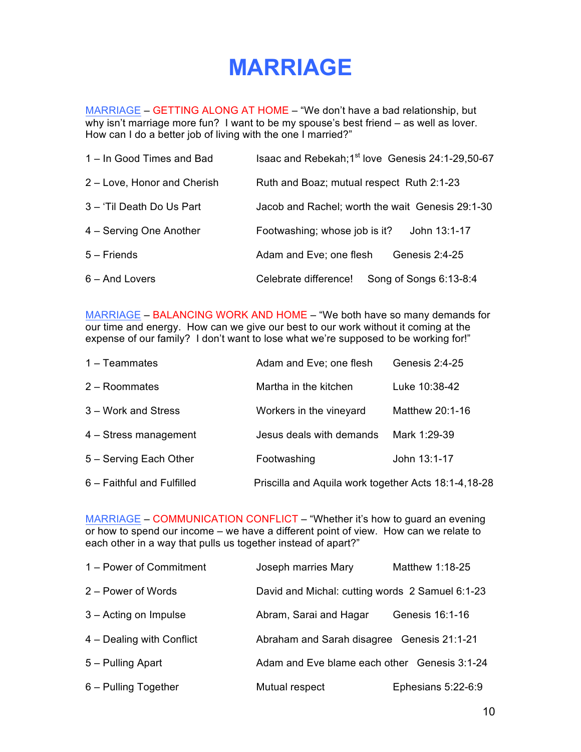# MARRIAGE

MARRIAGE – GETTING ALONG AT HOME – "We don't have a bad relationship, but why isn't marriage more fun? I want to be my spouse's best friend – as well as lover. How can I do a better job of living with the one I married?"

| | | |
|---|---|---|
| 1 – In Good Times and Bad | Isaac and Rebekah; 1st love | Genesis 24:1-29,50-67 |
| 2 – Love, Honor and Cherish | Ruth and Boaz; mutual respect | Ruth 2:1-23 |
| 3 – 'Til Death Do Us Part | Jacob and Rachel; worth the wait | Genesis 29:1-30 |
| 4 – Serving One Another | Footwashing; whose job is it? | John 13:1-17 |
| 5 – Friends | Adam and Eve; one flesh | Genesis 2:4-25 |
| 6 – And Lovers | Celebrate difference! | Song of Songs 6:13-8:4 |

MARRIAGE – BALANCING WORK AND HOME – "We both have so many demands for our time and energy. How can we give our best to our work without it coming at the expense of our family? I don't want to lose what we're supposed to be working for!"

| | | |
|---|---|---|
| 1 – Teammates | Adam and Eve; one flesh | Genesis 2:4-25 |
| 2 – Roommates | Martha in the kitchen | Luke 10:38-42 |
| 3 – Work and Stress | Workers in the vineyard | Matthew 20:1-16 |
| 4 – Stress management | Jesus deals with demands | Mark 1:29-39 |
| 5 – Serving Each Other | Footwashing | John 13:1-17 |
| 6 – Faithful and Fulfilled | Priscilla and Aquila work together | Acts 18:1-4,18-28 |

MARRIAGE – COMMUNICATION CONFLICT – "Whether it's how to guard an evening or how to spend our income – we have a different point of view. How can we relate to each other in a way that pulls us together instead of apart?"

| | | |
|---|---|---|
| 1 – Power of Commitment | Joseph marries Mary | Matthew 1:18-25 |
| 2 – Power of Words | David and Michal: cutting words | 2 Samuel 6:1-23 |
| 3 – Acting on Impulse | Abram, Sarai and Hagar | Genesis 16:1-16 |
| 4 – Dealing with Conflict | Abraham and Sarah disagree | Genesis 21:1-21 |
| 5 – Pulling Apart | Adam and Eve blame each other | Genesis 3:1-24 |
| 6 – Pulling Together | Mutual respect | Ephesians 5:22-6:9 |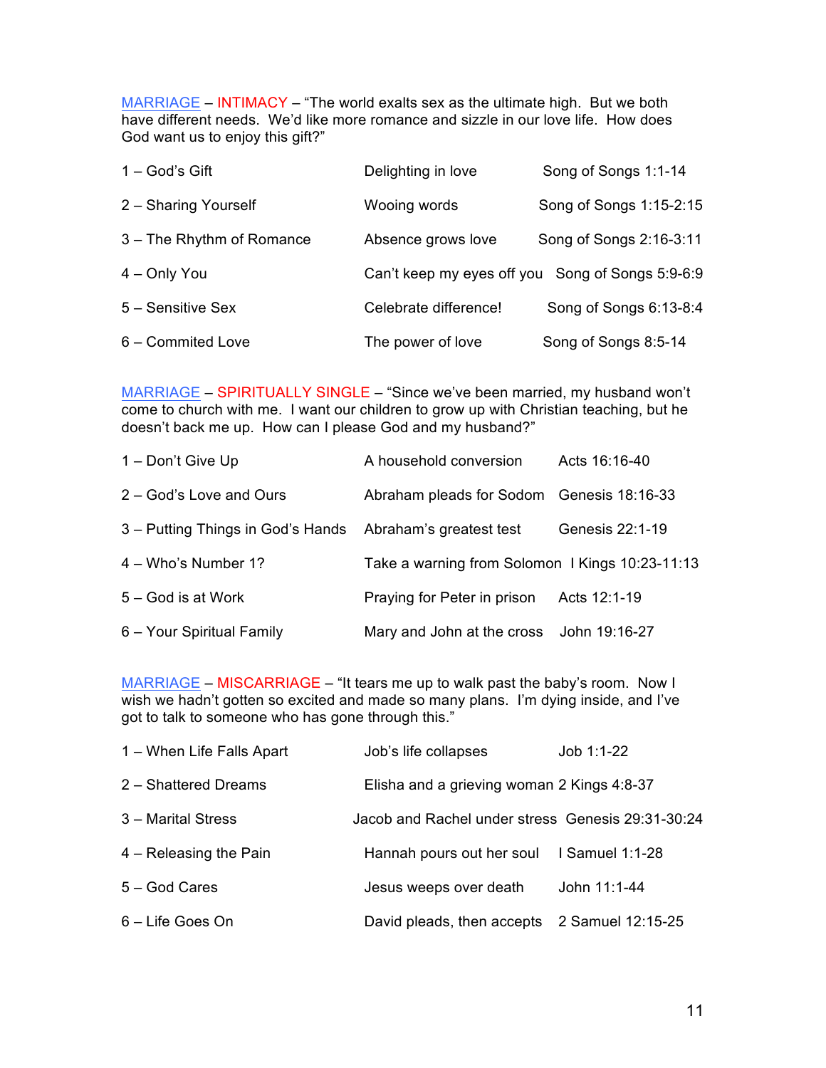MARRIAGE – INTIMACY – "The world exalts sex as the ultimate high. But we both have different needs. We'd like more romance and sizzle in our love life. How does God want us to enjoy this gift?"

| | | |
|---|---|---|
| 1 – God's Gift | Delighting in love | Song of Songs 1:1-14 |
| 2 – Sharing Yourself | Wooing words | Song of Songs 1:15-2:15 |
| 3 – The Rhythm of Romance | Absence grows love | Song of Songs 2:16-3:11 |
| 4 – Only You | Can't keep my eyes off you | Song of Songs 5:9-6:9 |
| 5 – Sensitive Sex | Celebrate difference! | Song of Songs 6:13-8:4 |
| 6 – Commited Love | The power of love | Song of Songs 8:5-14 |

MARRIAGE – SPIRITUALLY SINGLE – "Since we've been married, my husband won't come to church with me. I want our children to grow up with Christian teaching, but he doesn't back me up. How can I please God and my husband?"

| | | |
|---|---|---|
| 1 – Don't Give Up | A household conversion | Acts 16:16-40 |
| 2 – God's Love and Ours | Abraham pleads for Sodom | Genesis 18:16-33 |
| 3 – Putting Things in God's Hands | Abraham's greatest test | Genesis 22:1-19 |
| 4 – Who's Number 1? | Take a warning from Solomon | I Kings 10:23-11:13 |
| 5 – God is at Work | Praying for Peter in prison | Acts 12:1-19 |
| 6 – Your Spiritual Family | Mary and John at the cross | John 19:16-27 |

MARRIAGE – MISCARRIAGE – "It tears me up to walk past the baby's room. Now I wish we hadn't gotten so excited and made so many plans. I'm dying inside, and I've got to talk to someone who has gone through this."

| | | |
|---|---|---|
| 1 – When Life Falls Apart | Job's life collapses | Job 1:1-22 |
| 2 – Shattered Dreams | Elisha and a grieving woman | 2 Kings 4:8-37 |
| 3 – Marital Stress | Jacob and Rachel under stress | Genesis 29:31-30:24 |
| 4 – Releasing the Pain | Hannah pours out her soul | I Samuel 1:1-28 |
| 5 – God Cares | Jesus weeps over death | John 11:1-44 |
| 6 – Life Goes On | David pleads, then accepts | 2 Samuel 12:15-25 |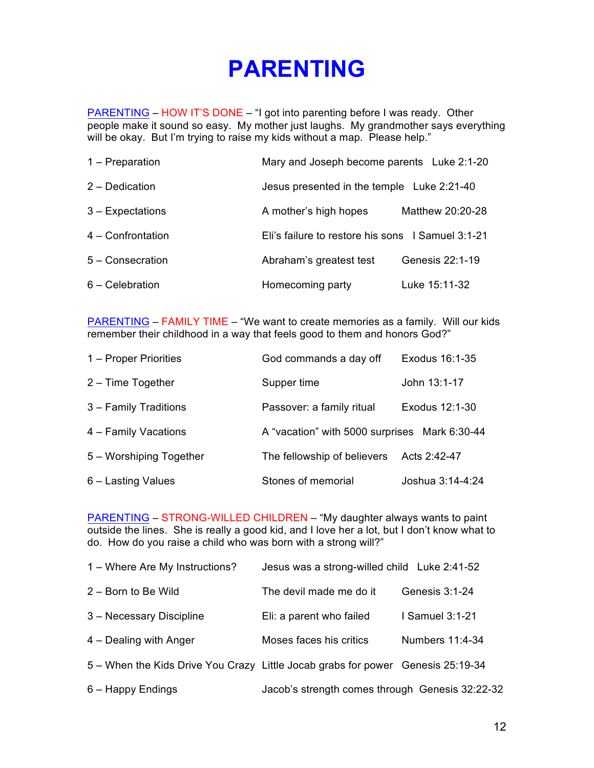# PARENTING

PARENTING – HOW IT'S DONE – "I got into parenting before I was ready. Other people make it sound so easy. My mother just laughs. My grandmother says everything will be okay. But I'm trying to raise my kids without a map. Please help."

| | | |
|---|---|---|
| 1 – Preparation | Mary and Joseph become parents | Luke 2:1-20 |
| 2 – Dedication | Jesus presented in the temple | Luke 2:21-40 |
| 3 – Expectations | A mother's high hopes | Matthew 20:20-28 |
| 4 – Confrontation | Eli's failure to restore his sons | I Samuel 3:1-21 |
| 5 – Consecration | Abraham's greatest test | Genesis 22:1-19 |
| 6 – Celebration | Homecoming party | Luke 15:11-32 |

PARENTING – FAMILY TIME – "We want to create memories as a family. Will our kids remember their childhood in a way that feels good to them and honors God?"

| | | |
|---|---|---|
| 1 – Proper Priorities | God commands a day off | Exodus 16:1-35 |
| 2 – Time Together | Supper time | John 13:1-17 |
| 3 – Family Traditions | Passover: a family ritual | Exodus 12:1-30 |
| 4 – Family Vacations | A "vacation" with 5000 surprises | Mark 6:30-44 |
| 5 – Worshiping Together | The fellowship of believers | Acts 2:42-47 |
| 6 – Lasting Values | Stones of memorial | Joshua 3:14-4:24 |

PARENTING – STRONG-WILLED CHILDREN – "My daughter always wants to paint outside the lines. She is really a good kid, and I love her a lot, but I don't know what to do. How do you raise a child who was born with a strong will?"

| | | |
|---|---|---|
| 1 – Where Are My Instructions? | Jesus was a strong-willed child | Luke 2:41-52 |
| 2 – Born to Be Wild | The devil made me do it | Genesis 3:1-24 |
| 3 – Necessary Discipline | Eli: a parent who failed | I Samuel 3:1-21 |
| 4 – Dealing with Anger | Moses faces his critics | Numbers 11:4-34 |
| 5 – When the Kids Drive You Crazy | Little Jocab grabs for power | Genesis 25:19-34 |
| 6 – Happy Endings | Jacob's strength comes through | Genesis 32:22-32 |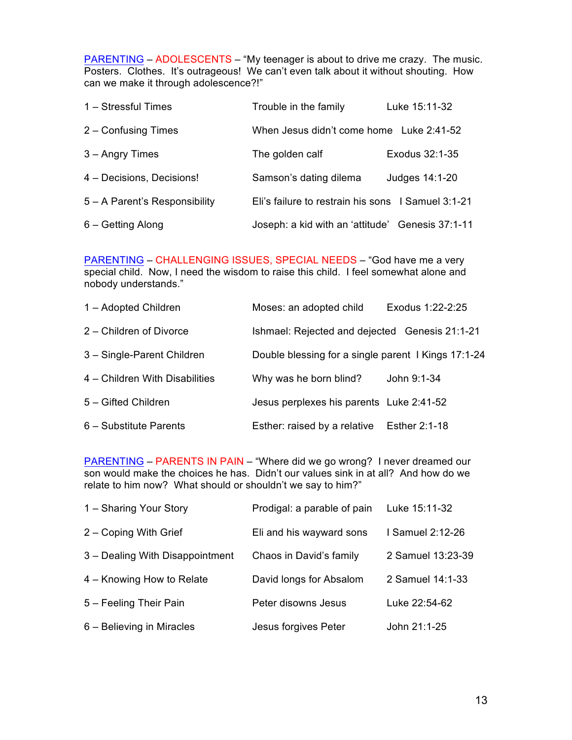PARENTING – ADOLESCENTS – "My teenager is about to drive me crazy. The music. Posters. Clothes. It's outrageous! We can't even talk about it without shouting. How can we make it through adolescence?!"

| | | |
|---|---|---|
| 1 – Stressful Times | Trouble in the family | Luke 15:11-32 |
| 2 – Confusing Times | When Jesus didn't come home | Luke 2:41-52 |
| 3 – Angry Times | The golden calf | Exodus 32:1-35 |
| 4 – Decisions, Decisions! | Samson's dating dilema | Judges 14:1-20 |
| 5 – A Parent's Responsibility | Eli's failure to restrain his sons | I Samuel 3:1-21 |
| 6 – Getting Along | Joseph: a kid with an 'attitude' | Genesis 37:1-11 |

PARENTING – CHALLENGING ISSUES, SPECIAL NEEDS – "God have me a very special child. Now, I need the wisdom to raise this child. I feel somewhat alone and nobody understands."

| | | |
|---|---|---|
| 1 – Adopted Children | Moses: an adopted child | Exodus 1:22-2:25 |
| 2 – Children of Divorce | Ishmael: Rejected and dejected | Genesis 21:1-21 |
| 3 – Single-Parent Children | Double blessing for a single parent | I Kings 17:1-24 |
| 4 – Children With Disabilities | Why was he born blind? | John 9:1-34 |
| 5 – Gifted Children | Jesus perplexes his parents | Luke 2:41-52 |
| 6 – Substitute Parents | Esther: raised by a relative | Esther 2:1-18 |

PARENTING – PARENTS IN PAIN – "Where did we go wrong? I never dreamed our son would make the choices he has. Didn't our values sink in at all? And how do we relate to him now? What should or shouldn't we say to him?"

| | | |
|---|---|---|
| 1 – Sharing Your Story | Prodigal: a parable of pain | Luke 15:11-32 |
| 2 – Coping With Grief | Eli and his wayward sons | I Samuel 2:12-26 |
| 3 – Dealing With Disappointment | Chaos in David's family | 2 Samuel 13:23-39 |
| 4 – Knowing How to Relate | David longs for Absalom | 2 Samuel 14:1-33 |
| 5 – Feeling Their Pain | Peter disowns Jesus | Luke 22:54-62 |
| 6 – Believing in Miracles | Jesus forgives Peter | John 21:1-25 |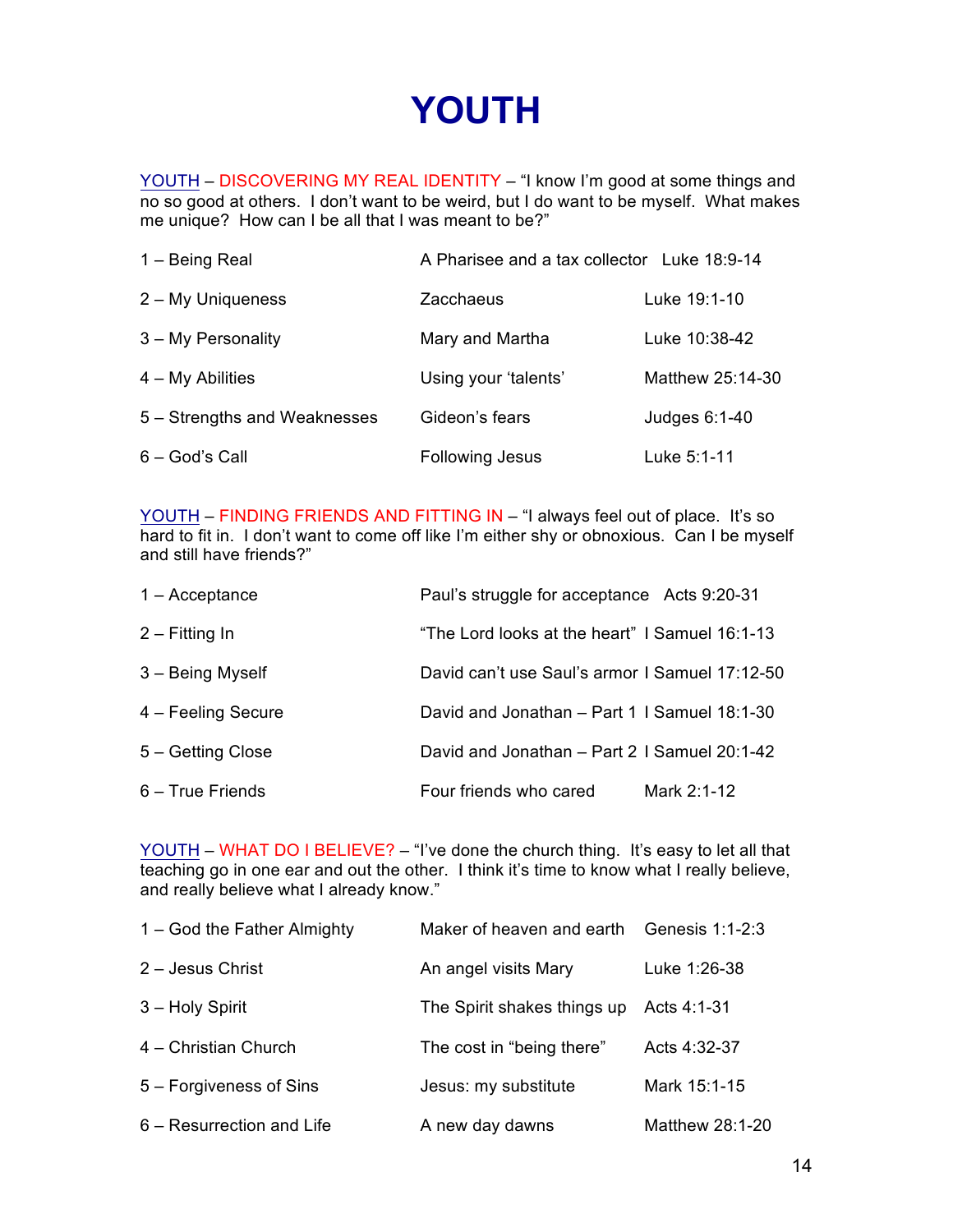# YOUTH

YOUTH – DISCOVERING MY REAL IDENTITY – "I know I'm good at some things and no so good at others. I don't want to be weird, but I do want to be myself. What makes me unique? How can I be all that I was meant to be?"

| | | |
|---|---|---|
| 1 – Being Real | A Pharisee and a tax collector | Luke 18:9-14 |
| 2 – My Uniqueness | Zacchaeus | Luke 19:1-10 |
| 3 – My Personality | Mary and Martha | Luke 10:38-42 |
| 4 – My Abilities | Using your 'talents' | Matthew 25:14-30 |
| 5 – Strengths and Weaknesses | Gideon's fears | Judges 6:1-40 |
| 6 – God's Call | Following Jesus | Luke 5:1-11 |

YOUTH – FINDING FRIENDS AND FITTING IN – "I always feel out of place. It's so hard to fit in. I don't want to come off like I'm either shy or obnoxious. Can I be myself and still have friends?"

| | | |
|---|---|---|
| 1 – Acceptance | Paul's struggle for acceptance | Acts 9:20-31 |
| 2 – Fitting In | "The Lord looks at the heart" | I Samuel 16:1-13 |
| 3 – Being Myself | David can't use Saul's armor | I Samuel 17:12-50 |
| 4 – Feeling Secure | David and Jonathan – Part 1 | I Samuel 18:1-30 |
| 5 – Getting Close | David and Jonathan – Part 2 | I Samuel 20:1-42 |
| 6 – True Friends | Four friends who cared | Mark 2:1-12 |

YOUTH – WHAT DO I BELIEVE? – "I've done the church thing. It's easy to let all that teaching go in one ear and out the other. I think it's time to know what I really believe, and really believe what I already know."

| | | |
|---|---|---|
| 1 – God the Father Almighty | Maker of heaven and earth | Genesis 1:1-2:3 |
| 2 – Jesus Christ | An angel visits Mary | Luke 1:26-38 |
| 3 – Holy Spirit | The Spirit shakes things up | Acts 4:1-31 |
| 4 – Christian Church | The cost in "being there" | Acts 4:32-37 |
| 5 – Forgiveness of Sins | Jesus: my substitute | Mark 15:1-15 |
| 6 – Resurrection and Life | A new day dawns | Matthew 28:1-20 |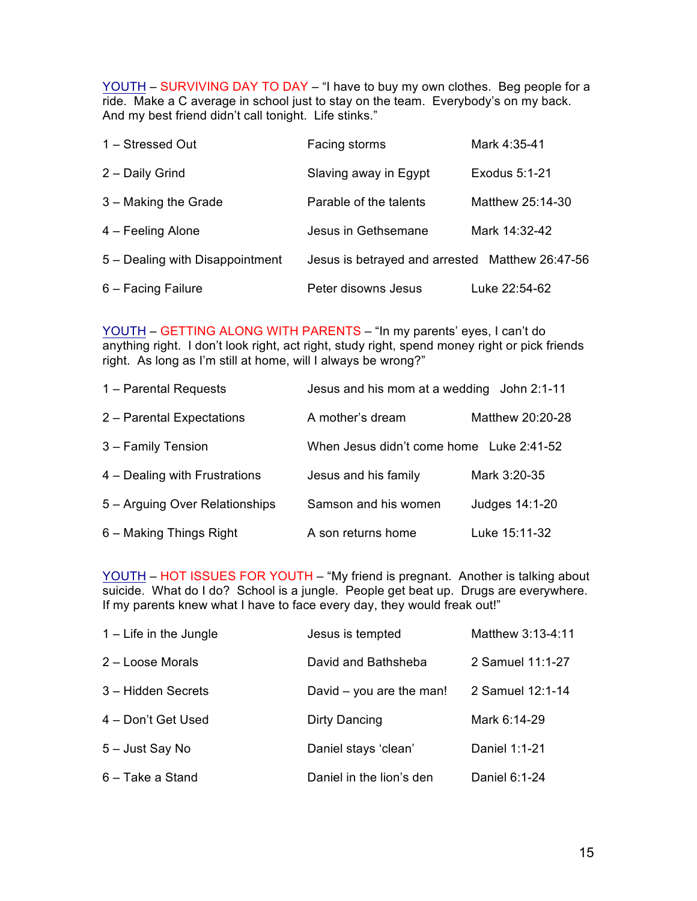YOUTH – SURVIVING DAY TO DAY – "I have to buy my own clothes. Beg people for a ride. Make a C average in school just to stay on the team. Everybody's on my back. And my best friend didn't call tonight. Life stinks."

| | | |
|---|---|---|
| 1 – Stressed Out | Facing storms | Mark 4:35-41 |
| 2 – Daily Grind | Slaving away in Egypt | Exodus 5:1-21 |
| 3 – Making the Grade | Parable of the talents | Matthew 25:14-30 |
| 4 – Feeling Alone | Jesus in Gethsemane | Mark 14:32-42 |
| 5 – Dealing with Disappointment | Jesus is betrayed and arrested | Matthew 26:47-56 |
| 6 – Facing Failure | Peter disowns Jesus | Luke 22:54-62 |

YOUTH – GETTING ALONG WITH PARENTS – "In my parents' eyes, I can't do anything right. I don't look right, act right, study right, spend money right or pick friends right. As long as I'm still at home, will I always be wrong?"

| | | |
|---|---|---|
| 1 – Parental Requests | Jesus and his mom at a wedding | John 2:1-11 |
| 2 – Parental Expectations | A mother's dream | Matthew 20:20-28 |
| 3 – Family Tension | When Jesus didn't come home | Luke 2:41-52 |
| 4 – Dealing with Frustrations | Jesus and his family | Mark 3:20-35 |
| 5 – Arguing Over Relationships | Samson and his women | Judges 14:1-20 |
| 6 – Making Things Right | A son returns home | Luke 15:11-32 |

YOUTH – HOT ISSUES FOR YOUTH – "My friend is pregnant. Another is talking about suicide. What do I do? School is a jungle. People get beat up. Drugs are everywhere. If my parents knew what I have to face every day, they would freak out!"

| | | |
|---|---|---|
| 1 – Life in the Jungle | Jesus is tempted | Matthew 3:13-4:11 |
| 2 – Loose Morals | David and Bathsheba | 2 Samuel 11:1-27 |
| 3 – Hidden Secrets | David – you are the man! | 2 Samuel 12:1-14 |
| 4 – Don't Get Used | Dirty Dancing | Mark 6:14-29 |
| 5 – Just Say No | Daniel stays 'clean' | Daniel 1:1-21 |
| 6 – Take a Stand | Daniel in the lion's den | Daniel 6:1-24 |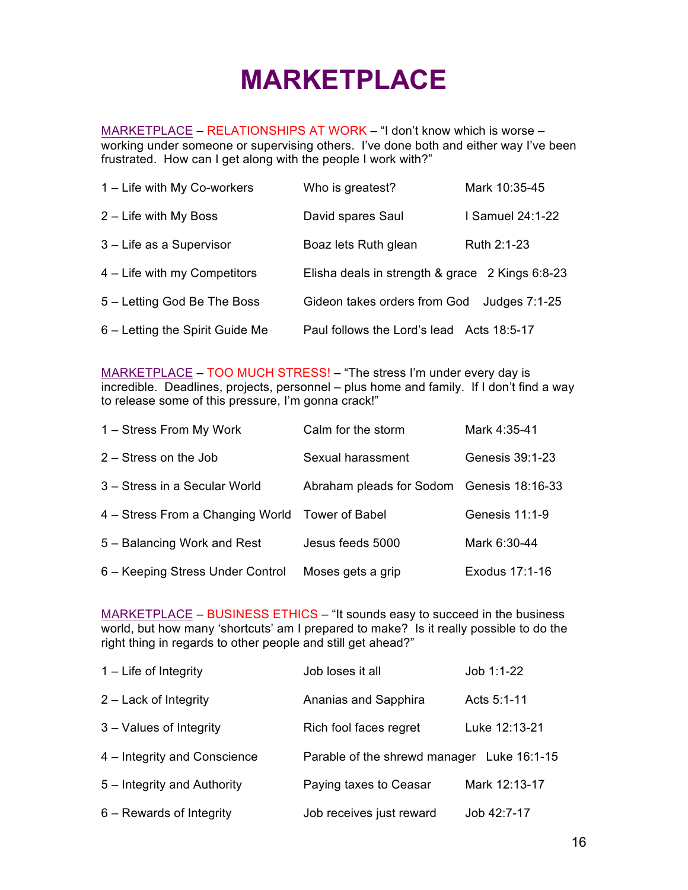# MARKETPLACE

MARKETPLACE – RELATIONSHIPS AT WORK – "I don't know which is worse – working under someone or supervising others. I've done both and either way I've been frustrated. How can I get along with the people I work with?"

| | | |
|---|---|---|
| 1 – Life with My Co-workers | Who is greatest? | Mark 10:35-45 |
| 2 – Life with My Boss | David spares Saul | I Samuel 24:1-22 |
| 3 – Life as a Supervisor | Boaz lets Ruth glean | Ruth 2:1-23 |
| 4 – Life with my Competitors | Elisha deals in strength & grace | 2 Kings 6:8-23 |
| 5 – Letting God Be The Boss | Gideon takes orders from God | Judges 7:1-25 |
| 6 – Letting the Spirit Guide Me | Paul follows the Lord's lead | Acts 18:5-17 |

MARKETPLACE – TOO MUCH STRESS! – "The stress I'm under every day is incredible. Deadlines, projects, personnel – plus home and family. If I don't find a way to release some of this pressure, I'm gonna crack!"

| | | |
|---|---|---|
| 1 – Stress From My Work | Calm for the storm | Mark 4:35-41 |
| 2 – Stress on the Job | Sexual harassment | Genesis 39:1-23 |
| 3 – Stress in a Secular World | Abraham pleads for Sodom | Genesis 18:16-33 |
| 4 – Stress From a Changing World | Tower of Babel | Genesis 11:1-9 |
| 5 – Balancing Work and Rest | Jesus feeds 5000 | Mark 6:30-44 |
| 6 – Keeping Stress Under Control | Moses gets a grip | Exodus 17:1-16 |

MARKETPLACE – BUSINESS ETHICS – "It sounds easy to succeed in the business world, but how many 'shortcuts' am I prepared to make? Is it really possible to do the right thing in regards to other people and still get ahead?"

| | | |
|---|---|---|
| 1 – Life of Integrity | Job loses it all | Job 1:1-22 |
| 2 – Lack of Integrity | Ananias and Sapphira | Acts 5:1-11 |
| 3 – Values of Integrity | Rich fool faces regret | Luke 12:13-21 |
| 4 – Integrity and Conscience | Parable of the shrewd manager | Luke 16:1-15 |
| 5 – Integrity and Authority | Paying taxes to Ceasar | Mark 12:13-17 |
| 6 – Rewards of Integrity | Job receives just reward | Job 42:7-17 |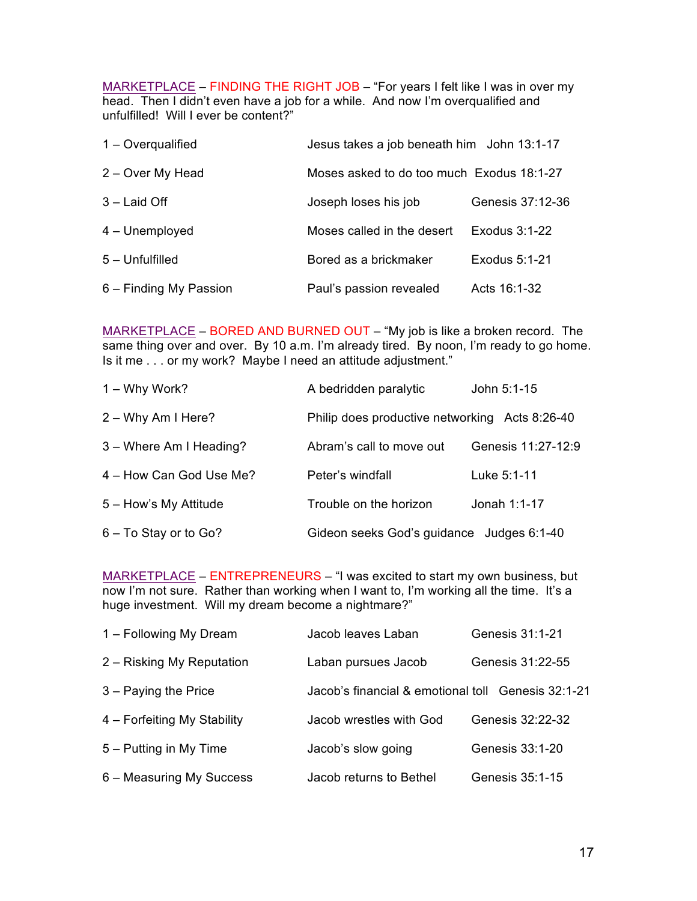MARKETPLACE – FINDING THE RIGHT JOB – "For years I felt like I was in over my head. Then I didn't even have a job for a while. And now I'm overqualified and unfulfilled! Will I ever be content?"

| | | |
|---|---|---|
| 1 – Overqualified | Jesus takes a job beneath him | John 13:1-17 |
| 2 – Over My Head | Moses asked to do too much | Exodus 18:1-27 |
| 3 – Laid Off | Joseph loses his job | Genesis 37:12-36 |
| 4 – Unemployed | Moses called in the desert | Exodus 3:1-22 |
| 5 – Unfulfilled | Bored as a brickmaker | Exodus 5:1-21 |
| 6 – Finding My Passion | Paul's passion revealed | Acts 16:1-32 |

MARKETPLACE – BORED AND BURNED OUT – "My job is like a broken record. The same thing over and over. By 10 a.m. I'm already tired. By noon, I'm ready to go home. Is it me . . . or my work? Maybe I need an attitude adjustment."

| | | |
|---|---|---|
| 1 – Why Work? | A bedridden paralytic | John 5:1-15 |
| 2 – Why Am I Here? | Philip does productive networking | Acts 8:26-40 |
| 3 – Where Am I Heading? | Abram's call to move out | Genesis 11:27-12:9 |
| 4 – How Can God Use Me? | Peter's windfall | Luke 5:1-11 |
| 5 – How's My Attitude | Trouble on the horizon | Jonah 1:1-17 |
| 6 – To Stay or to Go? | Gideon seeks God's guidance | Judges 6:1-40 |

MARKETPLACE – ENTREPRENEURS – "I was excited to start my own business, but now I'm not sure. Rather than working when I want to, I'm working all the time. It's a huge investment. Will my dream become a nightmare?"

| | | |
|---|---|---|
| 1 – Following My Dream | Jacob leaves Laban | Genesis 31:1-21 |
| 2 – Risking My Reputation | Laban pursues Jacob | Genesis 31:22-55 |
| 3 – Paying the Price | Jacob's financial & emotional toll | Genesis 32:1-21 |
| 4 – Forfeiting My Stability | Jacob wrestles with God | Genesis 32:22-32 |
| 5 – Putting in My Time | Jacob's slow going | Genesis 33:1-20 |
| 6 – Measuring My Success | Jacob returns to Bethel | Genesis 35:1-15 |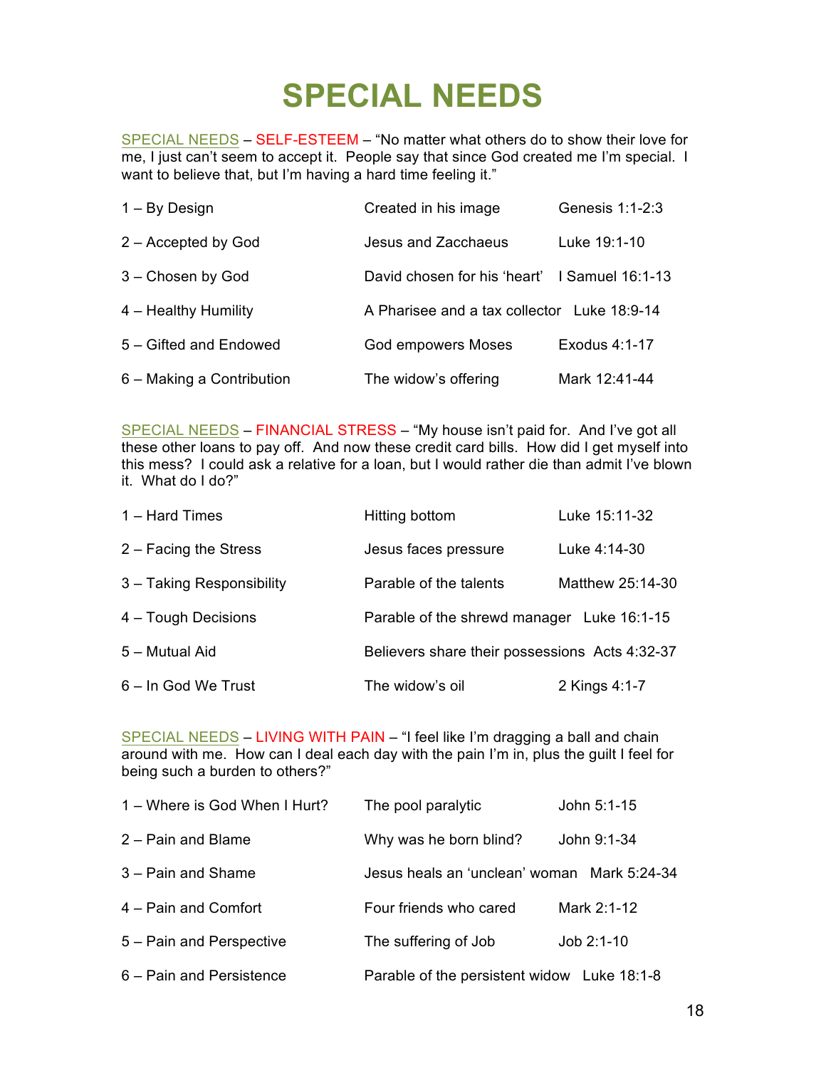# SPECIAL NEEDS

SPECIAL NEEDS – SELF-ESTEEM – "No matter what others do to show their love for me, I just can't seem to accept it. People say that since God created me I'm special. I want to believe that, but I'm having a hard time feeling it."

| | | |
|---|---|---|
| 1 – By Design | Created in his image | Genesis 1:1-2:3 |
| 2 – Accepted by God | Jesus and Zacchaeus | Luke 19:1-10 |
| 3 – Chosen by God | David chosen for his 'heart' | I Samuel 16:1-13 |
| 4 – Healthy Humility | A Pharisee and a tax collector | Luke 18:9-14 |
| 5 – Gifted and Endowed | God empowers Moses | Exodus 4:1-17 |
| 6 – Making a Contribution | The widow's offering | Mark 12:41-44 |

SPECIAL NEEDS – FINANCIAL STRESS – "My house isn't paid for. And I've got all these other loans to pay off. And now these credit card bills. How did I get myself into this mess? I could ask a relative for a loan, but I would rather die than admit I've blown it. What do I do?"

| | | |
|---|---|---|
| 1 – Hard Times | Hitting bottom | Luke 15:11-32 |
| 2 – Facing the Stress | Jesus faces pressure | Luke 4:14-30 |
| 3 – Taking Responsibility | Parable of the talents | Matthew 25:14-30 |
| 4 – Tough Decisions | Parable of the shrewd manager | Luke 16:1-15 |
| 5 – Mutual Aid | Believers share their possessions | Acts 4:32-37 |
| 6 – In God We Trust | The widow's oil | 2 Kings 4:1-7 |

SPECIAL NEEDS – LIVING WITH PAIN – "I feel like I'm dragging a ball and chain around with me. How can I deal each day with the pain I'm in, plus the guilt I feel for being such a burden to others?"

| | | |
|---|---|---|
| 1 – Where is God When I Hurt? | The pool paralytic | John 5:1-15 |
| 2 – Pain and Blame | Why was he born blind? | John 9:1-34 |
| 3 – Pain and Shame | Jesus heals an 'unclean' woman | Mark 5:24-34 |
| 4 – Pain and Comfort | Four friends who cared | Mark 2:1-12 |
| 5 – Pain and Perspective | The suffering of Job | Job 2:1-10 |
| 6 – Pain and Persistence | Parable of the persistent widow | Luke 18:1-8 |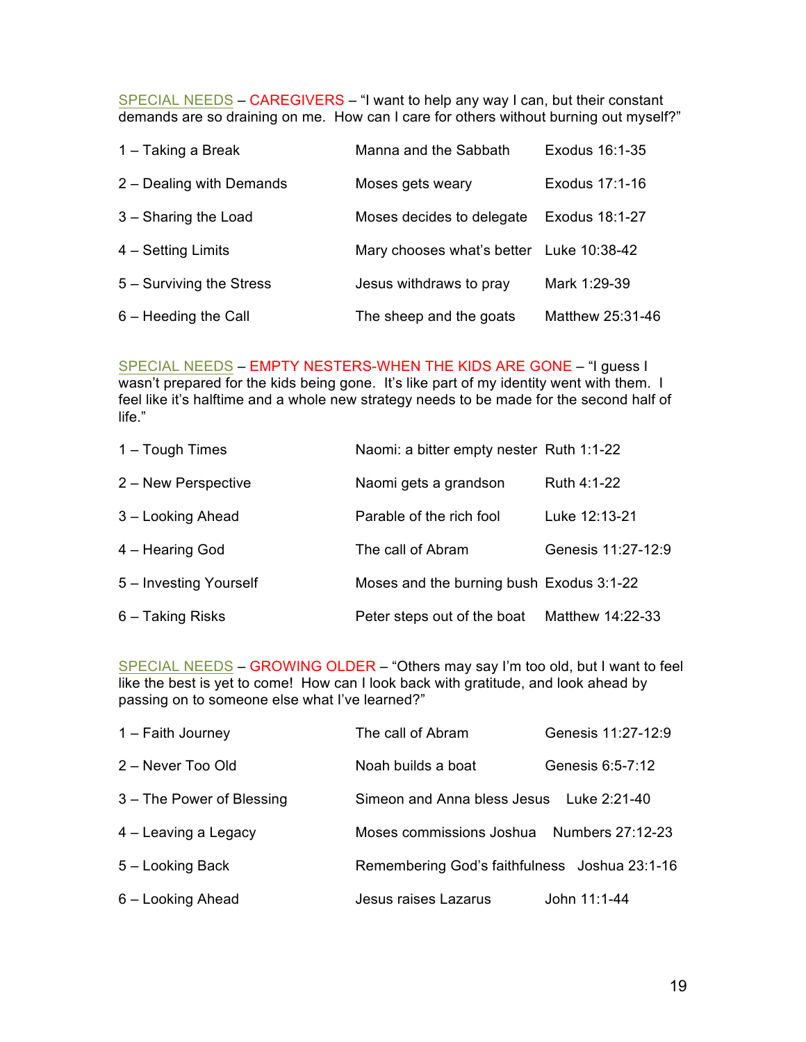SPECIAL NEEDS – CAREGIVERS – “I want to help any way I can, but their constant demands are so draining on me.  How can I care for others without burning out myself?”

| | | |
|---|---|---|
| 1 – Taking a Break | Manna and the Sabbath | Exodus 16:1-35 |
| 2 – Dealing with Demands | Moses gets weary | Exodus 17:1-16 |
| 3 – Sharing the Load | Moses decides to delegate | Exodus 18:1-27 |
| 4 – Setting Limits | Mary chooses what’s better | Luke 10:38-42 |
| 5 – Surviving the Stress | Jesus withdraws to pray | Mark 1:29-39 |
| 6 – Heeding the Call | The sheep and the goats | Matthew 25:31-46 |

SPECIAL NEEDS – EMPTY NESTERS-WHEN THE KIDS ARE GONE – “I guess I wasn’t prepared for the kids being gone.  It’s like part of my identity went with them.  I feel like it’s halftime and a whole new strategy needs to be made for the second half of life.”

| | | |
|---|---|---|
| 1 – Tough Times | Naomi: a bitter empty nester | Ruth 1:1-22 |
| 2 – New Perspective | Naomi gets a grandson | Ruth 4:1-22 |
| 3 – Looking Ahead | Parable of the rich fool | Luke 12:13-21 |
| 4 – Hearing God | The call of Abram | Genesis 11:27-12:9 |
| 5 – Investing Yourself | Moses and the burning bush | Exodus 3:1-22 |
| 6 – Taking Risks | Peter steps out of the boat | Matthew 14:22-33 |

SPECIAL NEEDS – GROWING OLDER – “Others may say I’m too old, but I want to feel like the best is yet to come!  How can I look back with gratitude, and look ahead by passing on to someone else what I’ve learned?”

| | | |
|---|---|---|
| 1 – Faith Journey | The call of Abram | Genesis 11:27-12:9 |
| 2 – Never Too Old | Noah builds a boat | Genesis 6:5-7:12 |
| 3 – The Power of Blessing | Simeon and Anna bless Jesus | Luke 2:21-40 |
| 4 – Leaving a Legacy | Moses commissions Joshua | Numbers 27:12-23 |
| 5 – Looking Back | Remembering God’s faithfulness | Joshua 23:1-16 |
| 6 – Looking Ahead | Jesus raises Lazarus | John 11:1-44 |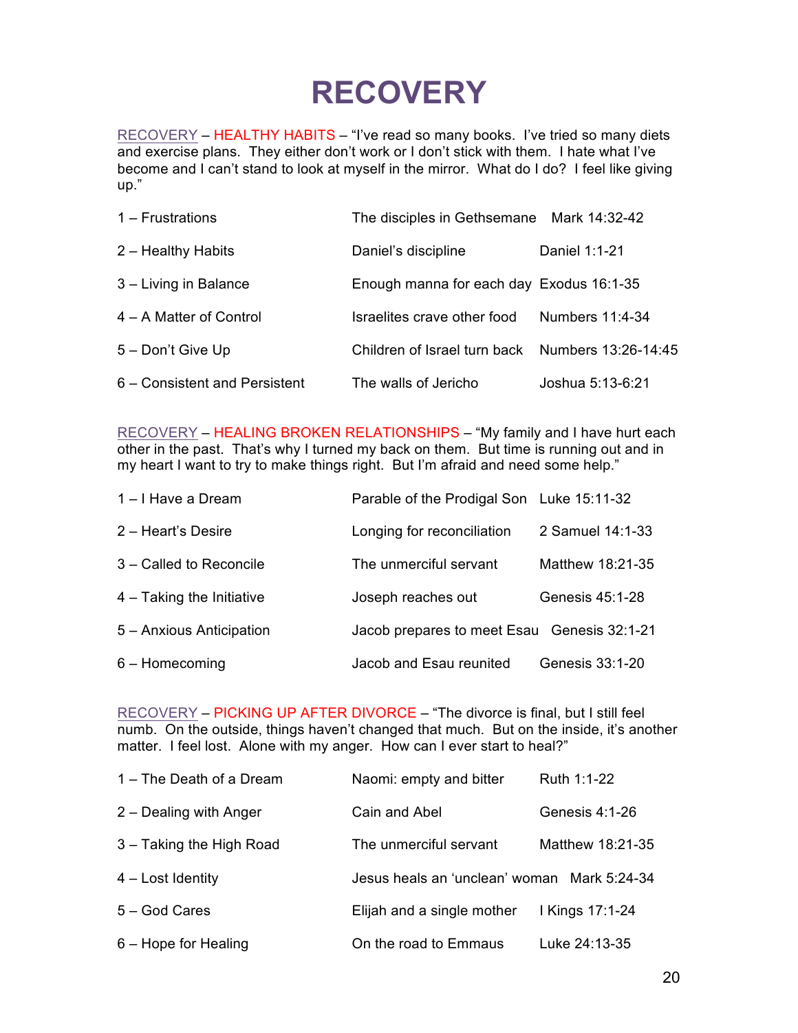# RECOVERY

RECOVERY – HEALTHY HABITS – "I've read so many books. I've tried so many diets and exercise plans. They either don't work or I don't stick with them. I hate what I've become and I can't stand to look at myself in the mirror. What do I do? I feel like giving up."

| | | |
|---|---|---|
| 1 – Frustrations | The disciples in Gethsemane | Mark 14:32-42 |
| 2 – Healthy Habits | Daniel's discipline | Daniel 1:1-21 |
| 3 – Living in Balance | Enough manna for each day | Exodus 16:1-35 |
| 4 – A Matter of Control | Israelites crave other food | Numbers 11:4-34 |
| 5 – Don't Give Up | Children of Israel turn back | Numbers 13:26-14:45 |
| 6 – Consistent and Persistent | The walls of Jericho | Joshua 5:13-6:21 |

RECOVERY – HEALING BROKEN RELATIONSHIPS – "My family and I have hurt each other in the past. That's why I turned my back on them. But time is running out and in my heart I want to try to make things right. But I'm afraid and need some help."

| | | |
|---|---|---|
| 1 – I Have a Dream | Parable of the Prodigal Son | Luke 15:11-32 |
| 2 – Heart's Desire | Longing for reconciliation | 2 Samuel 14:1-33 |
| 3 – Called to Reconcile | The unmerciful servant | Matthew 18:21-35 |
| 4 – Taking the Initiative | Joseph reaches out | Genesis 45:1-28 |
| 5 – Anxious Anticipation | Jacob prepares to meet Esau | Genesis 32:1-21 |
| 6 – Homecoming | Jacob and Esau reunited | Genesis 33:1-20 |

RECOVERY – PICKING UP AFTER DIVORCE – "The divorce is final, but I still feel numb. On the outside, things haven't changed that much. But on the inside, it's another matter. I feel lost. Alone with my anger. How can I ever start to heal?"

| | | |
|---|---|---|
| 1 – The Death of a Dream | Naomi: empty and bitter | Ruth 1:1-22 |
| 2 – Dealing with Anger | Cain and Abel | Genesis 4:1-26 |
| 3 – Taking the High Road | The unmerciful servant | Matthew 18:21-35 |
| 4 – Lost Identity | Jesus heals an 'unclean' woman | Mark 5:24-34 |
| 5 – God Cares | Elijah and a single mother | I Kings 17:1-24 |
| 6 – Hope for Healing | On the road to Emmaus | Luke 24:13-35 |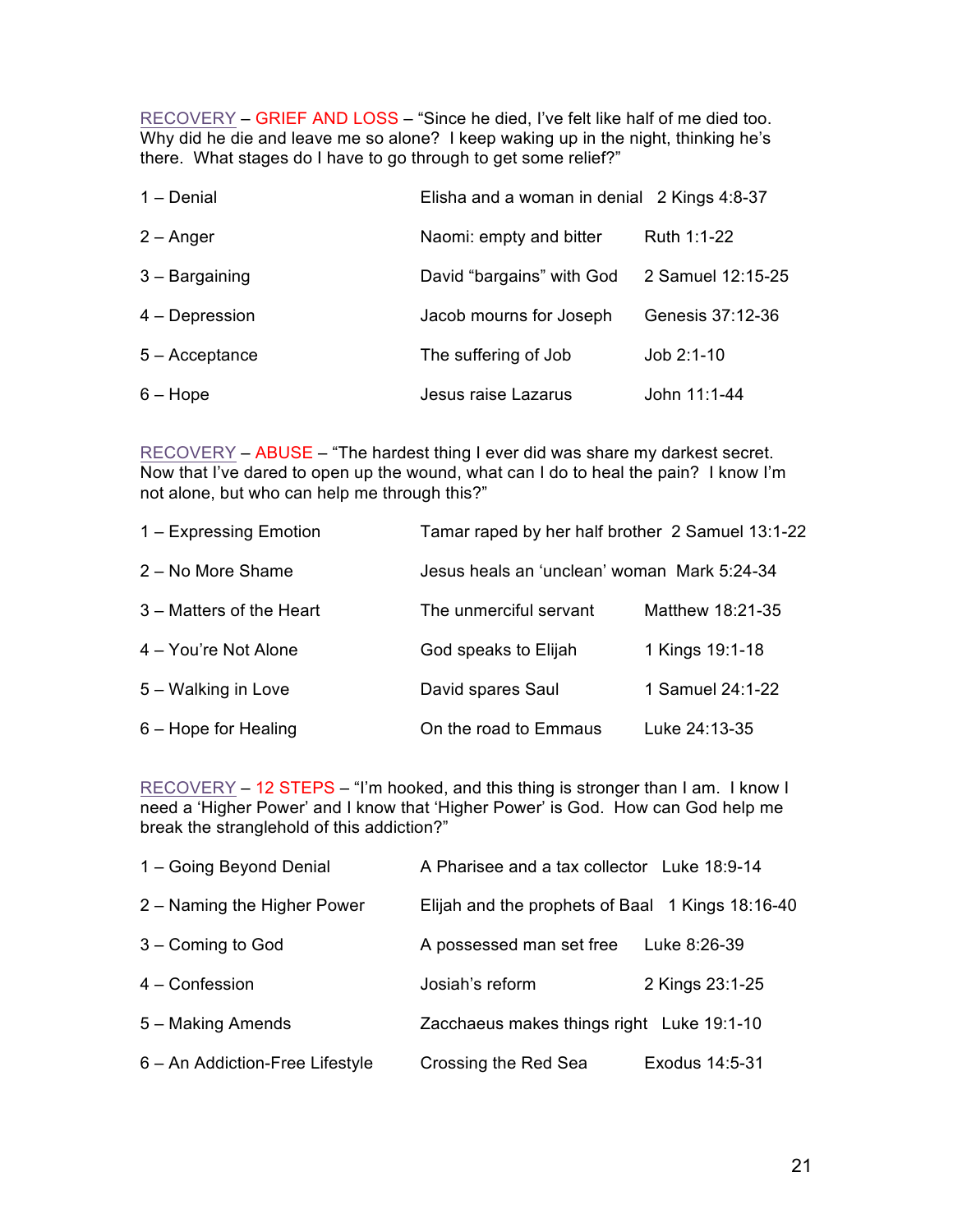RECOVERY – GRIEF AND LOSS – "Since he died, I've felt like half of me died too. Why did he die and leave me so alone? I keep waking up in the night, thinking he's there. What stages do I have to go through to get some relief?"

| | | |
|---|---|---|
| 1 – Denial | Elisha and a woman in denial | 2 Kings 4:8-37 |
| 2 – Anger | Naomi: empty and bitter | Ruth 1:1-22 |
| 3 – Bargaining | David "bargains" with God | 2 Samuel 12:15-25 |
| 4 – Depression | Jacob mourns for Joseph | Genesis 37:12-36 |
| 5 – Acceptance | The suffering of Job | Job 2:1-10 |
| 6 – Hope | Jesus raise Lazarus | John 11:1-44 |

RECOVERY – ABUSE – "The hardest thing I ever did was share my darkest secret. Now that I've dared to open up the wound, what can I do to heal the pain? I know I'm not alone, but who can help me through this?"

| | | |
|---|---|---|
| 1 – Expressing Emotion | Tamar raped by her half brother | 2 Samuel 13:1-22 |
| 2 – No More Shame | Jesus heals an 'unclean' woman | Mark 5:24-34 |
| 3 – Matters of the Heart | The unmerciful servant | Matthew 18:21-35 |
| 4 – You're Not Alone | God speaks to Elijah | 1 Kings 19:1-18 |
| 5 – Walking in Love | David spares Saul | 1 Samuel 24:1-22 |
| 6 – Hope for Healing | On the road to Emmaus | Luke 24:13-35 |

RECOVERY – 12 STEPS – "I'm hooked, and this thing is stronger than I am. I know I need a 'Higher Power' and I know that 'Higher Power' is God. How can God help me break the stranglehold of this addiction?"

| | | |
|---|---|---|
| 1 – Going Beyond Denial | A Pharisee and a tax collector | Luke 18:9-14 |
| 2 – Naming the Higher Power | Elijah and the prophets of Baal | 1 Kings 18:16-40 |
| 3 – Coming to God | A possessed man set free | Luke 8:26-39 |
| 4 – Confession | Josiah's reform | 2 Kings 23:1-25 |
| 5 – Making Amends | Zacchaeus makes things right | Luke 19:1-10 |
| 6 – An Addiction-Free Lifestyle | Crossing the Red Sea | Exodus 14:5-31 |